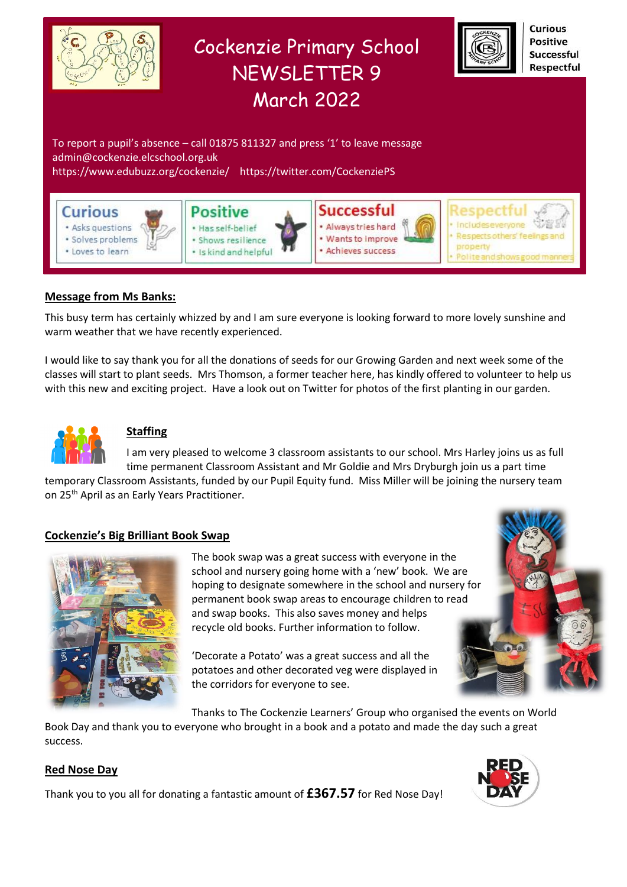# Cockenzie Primary School
## NEWSLETTER 9
## March 2022

Curious
Positive
Successful
Respectful

To report a pupil's absence – call 01875 811327 and press '1' to leave message
admin@cockenzie.elcschool.org.uk
https://www.edubuzz.org/cockenzie/  https://twitter.com/CockenziePS

| Curious | Positive | Successful | Respectful |
|---|---|---|---|
| • Asks questions<br>• Solves problems<br>• Loves to learn | • Has self-belief<br>• Shows resilience<br>• Is kind and helpful | • Always tries hard<br>• Wants to improve<br>• Achieves success | • Includes everyone<br>• Respects others' feelings and property<br>• Polite and shows good manners |

### Message from Ms Banks:

This busy term has certainly whizzed by and I am sure everyone is looking forward to more lovely sunshine and warm weather that we have recently experienced.

I would like to say thank you for all the donations of seeds for our Growing Garden and next week some of the classes will start to plant seeds. Mrs Thomson, a former teacher here, has kindly offered to volunteer to help us with this new and exciting project. Have a look out on Twitter for photos of the first planting in our garden.

### Staffing

I am very pleased to welcome 3 classroom assistants to our school. Mrs Harley joins us as full time permanent Classroom Assistant and Mr Goldie and Mrs Dryburgh join us a part time temporary Classroom Assistants, funded by our Pupil Equity fund. Miss Miller will be joining the nursery team on 25th April as an Early Years Practitioner.

### Cockenzie's Big Brilliant Book Swap

The book swap was a great success with everyone in the school and nursery going home with a 'new' book. We are hoping to designate somewhere in the school and nursery for permanent book swap areas to encourage children to read and swap books. This also saves money and helps recycle old books. Further information to follow.

'Decorate a Potato' was a great success and all the potatoes and other decorated veg were displayed in the corridors for everyone to see.

Thanks to The Cockenzie Learners' Group who organised the events on World Book Day and thank you to everyone who brought in a book and a potato and made the day such a great success.

### Red Nose Day

Thank you to you all for donating a fantastic amount of **£367.57** for Red Nose Day!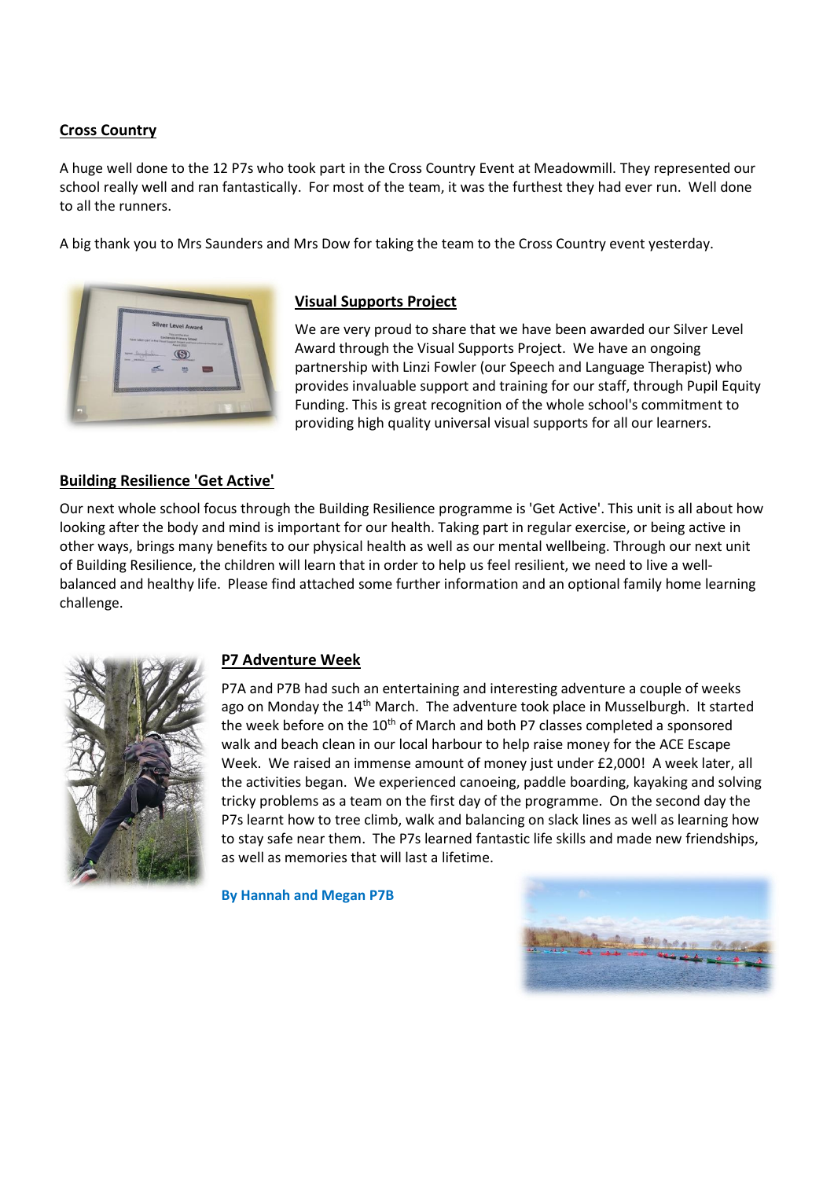## Cross Country

A huge well done to the 12 P7s who took part in the Cross Country Event at Meadowmill. They represented our school really well and ran fantastically. For most of the team, it was the furthest they had ever run. Well done to all the runners.

A big thank you to Mrs Saunders and Mrs Dow for taking the team to the Cross Country event yesterday.

## Visual Supports Project

We are very proud to share that we have been awarded our Silver Level Award through the Visual Supports Project. We have an ongoing partnership with Linzi Fowler (our Speech and Language Therapist) who provides invaluable support and training for our staff, through Pupil Equity Funding. This is great recognition of the whole school's commitment to providing high quality universal visual supports for all our learners.

## Building Resilience 'Get Active'

Our next whole school focus through the Building Resilience programme is 'Get Active'. This unit is all about how looking after the body and mind is important for our health. Taking part in regular exercise, or being active in other ways, brings many benefits to our physical health as well as our mental wellbeing. Through our next unit of Building Resilience, the children will learn that in order to help us feel resilient, we need to live a well-balanced and healthy life. Please find attached some further information and an optional family home learning challenge.

## P7 Adventure Week

P7A and P7B had such an entertaining and interesting adventure a couple of weeks ago on Monday the 14th March. The adventure took place in Musselburgh. It started the week before on the 10th of March and both P7 classes completed a sponsored walk and beach clean in our local harbour to help raise money for the ACE Escape Week. We raised an immense amount of money just under £2,000! A week later, all the activities began. We experienced canoeing, paddle boarding, kayaking and solving tricky problems as a team on the first day of the programme. On the second day the P7s learnt how to tree climb, walk and balancing on slack lines as well as learning how to stay safe near them. The P7s learned fantastic life skills and made new friendships, as well as memories that will last a lifetime.

**By Hannah and Megan P7B**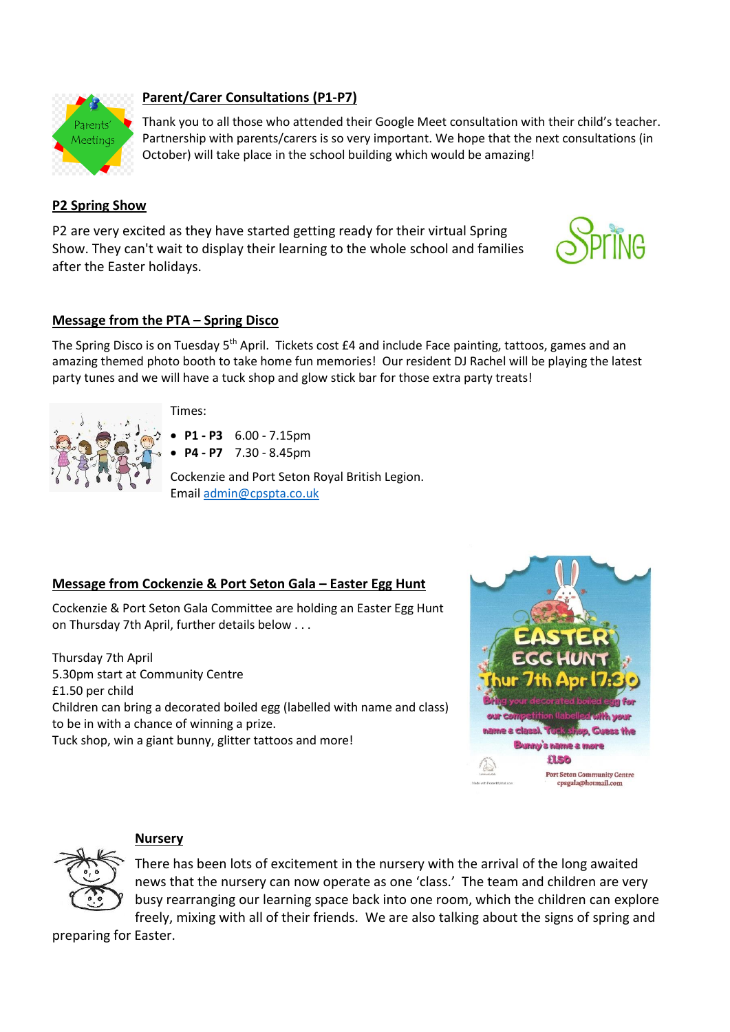## Parent/Carer Consultations (P1-P7)

Thank you to all those who attended their Google Meet consultation with their child's teacher. Partnership with parents/carers is so very important. We hope that the next consultations (in October) will take place in the school building which would be amazing!

## P2 Spring Show

P2 are very excited as they have started getting ready for their virtual Spring Show. They can't wait to display their learning to the whole school and families after the Easter holidays.

## Message from the PTA – Spring Disco

The Spring Disco is on Tuesday 5th April. Tickets cost £4 and include Face painting, tattoos, games and an amazing themed photo booth to take home fun memories! Our resident DJ Rachel will be playing the latest party tunes and we will have a tuck shop and glow stick bar for those extra party treats!

Times:

- **P1 - P3** 6.00 - 7.15pm
- **P4 - P7** 7.30 - 8.45pm

Cockenzie and Port Seton Royal British Legion.
Email admin@cpspta.co.uk

## Message from Cockenzie & Port Seton Gala – Easter Egg Hunt

Cockenzie & Port Seton Gala Committee are holding an Easter Egg Hunt on Thursday 7th April, further details below . . .

Thursday 7th April
5.30pm start at Community Centre
£1.50 per child
Children can bring a decorated boiled egg (labelled with name and class) to be in with a chance of winning a prize.
Tuck shop, win a giant bunny, glitter tattoos and more!

## Nursery

There has been lots of excitement in the nursery with the arrival of the long awaited news that the nursery can now operate as one 'class.' The team and children are very busy rearranging our learning space back into one room, which the children can explore freely, mixing with all of their friends. We are also talking about the signs of spring and preparing for Easter.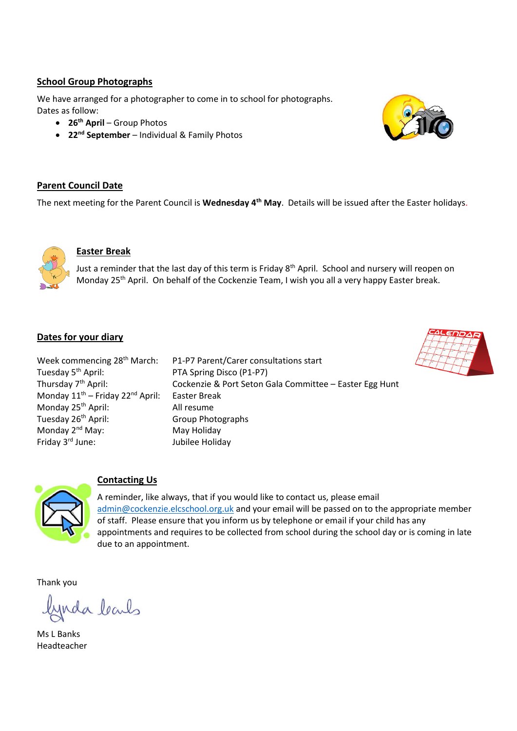## School Group Photographs

We have arranged for a photographer to come in to school for photographs. Dates as follow:

- **26th April** – Group Photos
- **22nd September** – Individual & Family Photos

## Parent Council Date

The next meeting for the Parent Council is **Wednesday 4th May**. Details will be issued after the Easter holidays.

## Easter Break

Just a reminder that the last day of this term is Friday 8th April. School and nursery will reopen on Monday 25th April. On behalf of the Cockenzie Team, I wish you all a very happy Easter break.

## Dates for your diary

| | |
|---|---|
| Week commencing 28th March: | P1-P7 Parent/Carer consultations start |
| Tuesday 5th April: | PTA Spring Disco (P1-P7) |
| Thursday 7th April: | Cockenzie & Port Seton Gala Committee – Easter Egg Hunt |
| Monday 11th – Friday 22nd April: | Easter Break |
| Monday 25th April: | All resume |
| Tuesday 26th April: | Group Photographs |
| Monday 2nd May: | May Holiday |
| Friday 3rd June: | Jubilee Holiday |

## Contacting Us

A reminder, like always, that if you would like to contact us, please email admin@cockenzie.elcschool.org.uk and your email will be passed on to the appropriate member of staff. Please ensure that you inform us by telephone or email if your child has any appointments and requires to be collected from school during the school day or is coming in late due to an appointment.

Thank you

Lynda Banks

Ms L Banks
Headteacher